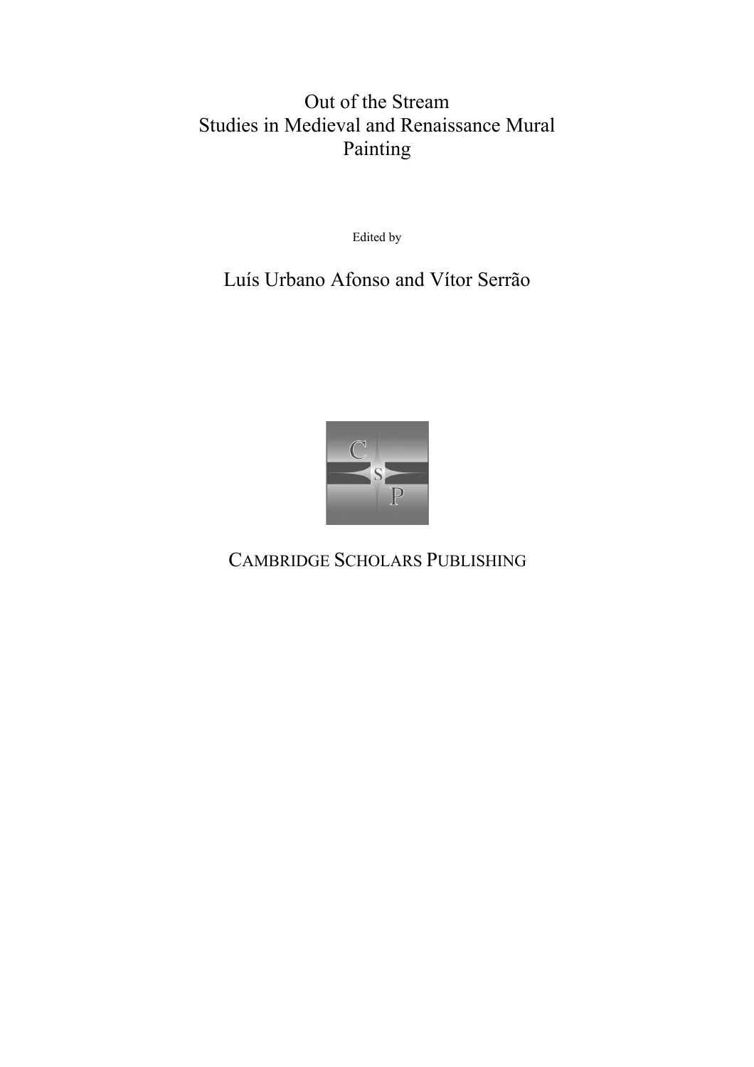# Out of the Stream
# Studies in Medieval and Renaissance Mural Painting

Edited by

## Luís Urbano Afonso and Vítor Serrão

CAMBRIDGE SCHOLARS PUBLISHING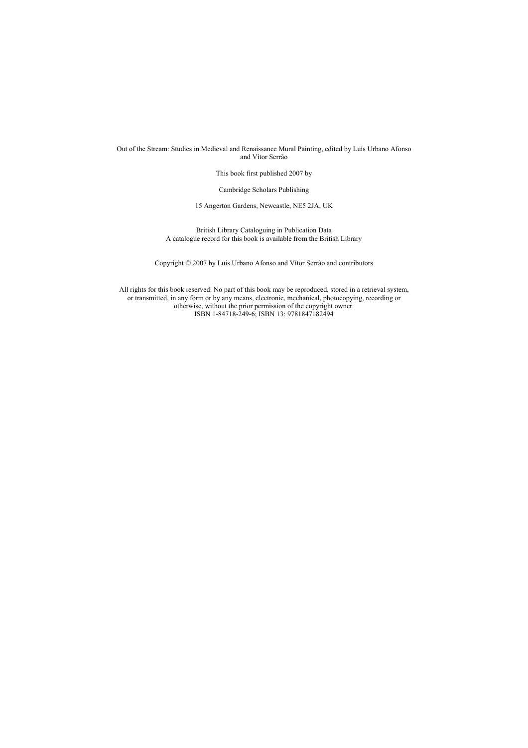Out of the Stream: Studies in Medieval and Renaissance Mural Painting, edited by Luís Urbano Afonso and Vítor Serrão

This book first published 2007 by

Cambridge Scholars Publishing

15 Angerton Gardens, Newcastle, NE5 2JA, UK

British Library Cataloguing in Publication Data
A catalogue record for this book is available from the British Library

Copyright © 2007 by Luís Urbano Afonso and Vítor Serrão and contributors

All rights for this book reserved. No part of this book may be reproduced, stored in a retrieval system, or transmitted, in any form or by any means, electronic, mechanical, photocopying, recording or otherwise, without the prior permission of the copyright owner.
ISBN 1-84718-249-6; ISBN 13: 9781847182494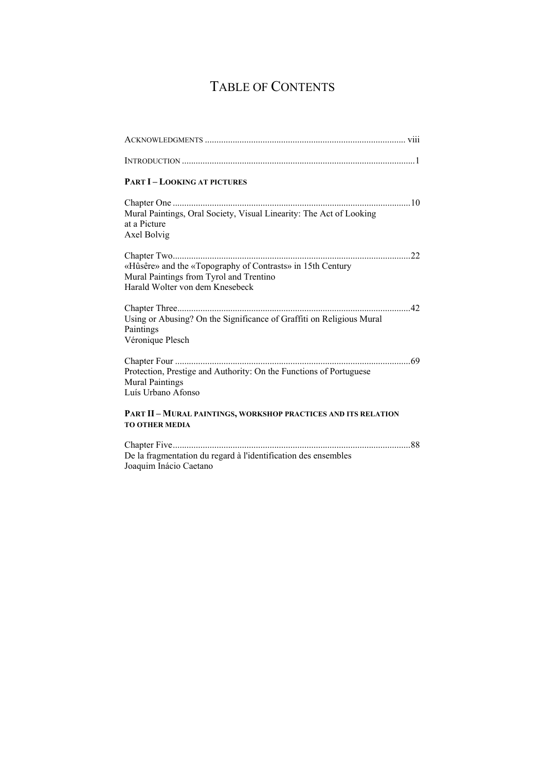# Table of Contents

Acknowledgments ..................................................................................... viii

Introduction ..................................................................................................1

**Part I – Looking at pictures**

Chapter One .....................................................................................................10
Mural Paintings, Oral Society, Visual Linearity: The Act of Looking at a Picture
Axel Bolvig

Chapter Two.......................................................................................................22
«Hûsêre» and the «Topography of Contrasts» in 15th Century Mural Paintings from Tyrol and Trentino
Harald Wolter von dem Knesebeck

Chapter Three....................................................................................................42
Using or Abusing? On the Significance of Graffiti on Religious Mural Paintings
Véronique Plesch

Chapter Four .....................................................................................................69
Protection, Prestige and Authority: On the Functions of Portuguese Mural Paintings
Luís Urbano Afonso

**Part II – Mural paintings, workshop practices and its relation to other media**

Chapter Five......................................................................................................88
De la fragmentation du regard à l'identification des ensembles
Joaquim Inácio Caetano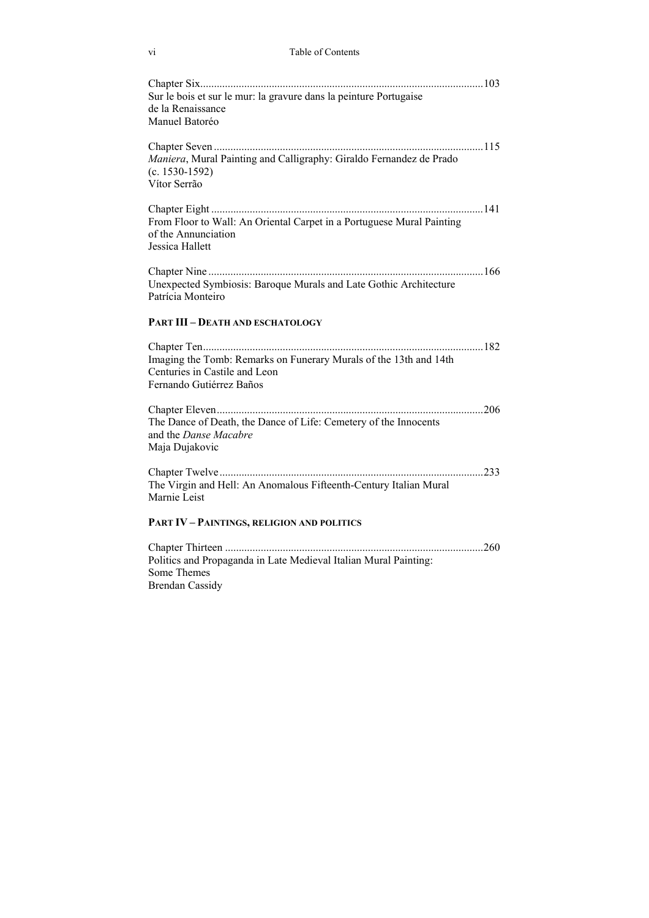Chapter Six ....................................................................................................... 103
Sur le bois et sur le mur: la gravure dans la peinture Portugaise de la Renaissance
Manuel Batoréo

Chapter Seven ................................................................................................. 115
*Maniera*, Mural Painting and Calligraphy: Giraldo Fernandez de Prado (c. 1530-1592)
Vítor Serrão

Chapter Eight .................................................................................................. 141
From Floor to Wall: An Oriental Carpet in a Portuguese Mural Painting of the Annunciation
Jessica Hallett

Chapter Nine ................................................................................................... 166
Unexpected Symbiosis: Baroque Murals and Late Gothic Architecture
Patrícia Monteiro

**PART III – DEATH AND ESCHATOLOGY**

Chapter Ten ..................................................................................................... 182
Imaging the Tomb: Remarks on Funerary Murals of the 13th and 14th Centuries in Castile and Leon
Fernando Gutiérrez Baños

Chapter Eleven ................................................................................................ 206
The Dance of Death, the Dance of Life: Cemetery of the Innocents and the *Danse Macabre*
Maja Dujakovic

Chapter Twelve ............................................................................................... 233
The Virgin and Hell: An Anomalous Fifteenth-Century Italian Mural
Marnie Leist

**PART IV – PAINTINGS, RELIGION AND POLITICS**

Chapter Thirteen ............................................................................................. 260
Politics and Propaganda in Late Medieval Italian Mural Painting: Some Themes
Brendan Cassidy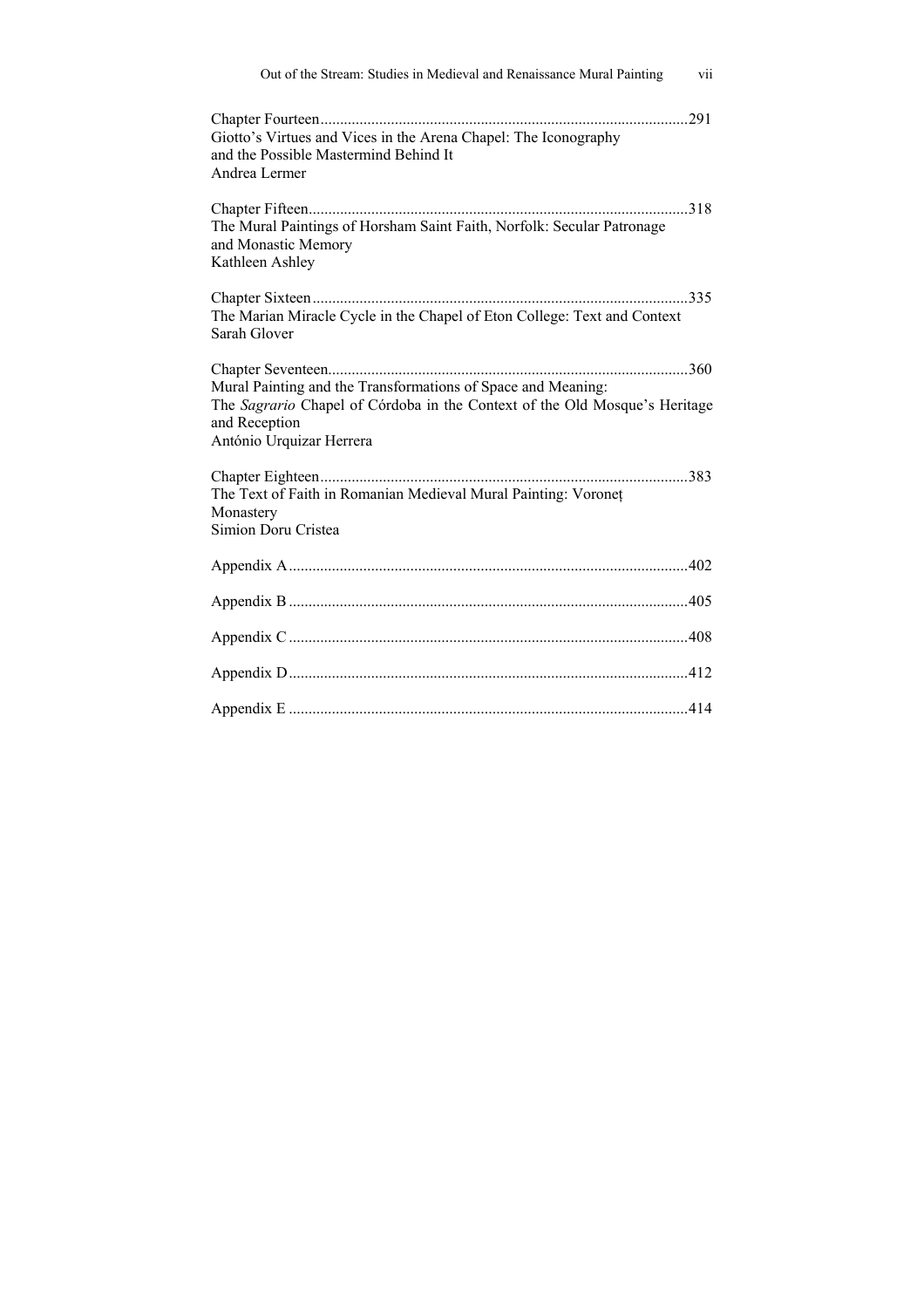Chapter Fourteen.............................................................................................291
Giotto's Virtues and Vices in the Arena Chapel: The Iconography and the Possible Mastermind Behind It
Andrea Lermer

Chapter Fifteen................................................................................................318
The Mural Paintings of Horsham Saint Faith, Norfolk: Secular Patronage and Monastic Memory
Kathleen Ashley

Chapter Sixteen...............................................................................................335
The Marian Miracle Cycle in the Chapel of Eton College: Text and Context
Sarah Glover

Chapter Seventeen...........................................................................................360
Mural Painting and the Transformations of Space and Meaning: The *Sagrario* Chapel of Córdoba in the Context of the Old Mosque's Heritage and Reception
António Urquizar Herrera

Chapter Eighteen.............................................................................................383
The Text of Faith in Romanian Medieval Mural Painting: Voroneț Monastery
Simion Doru Cristea

Appendix A.....................................................................................................402

Appendix B.....................................................................................................405

Appendix C.....................................................................................................408

Appendix D.....................................................................................................412

Appendix E.....................................................................................................414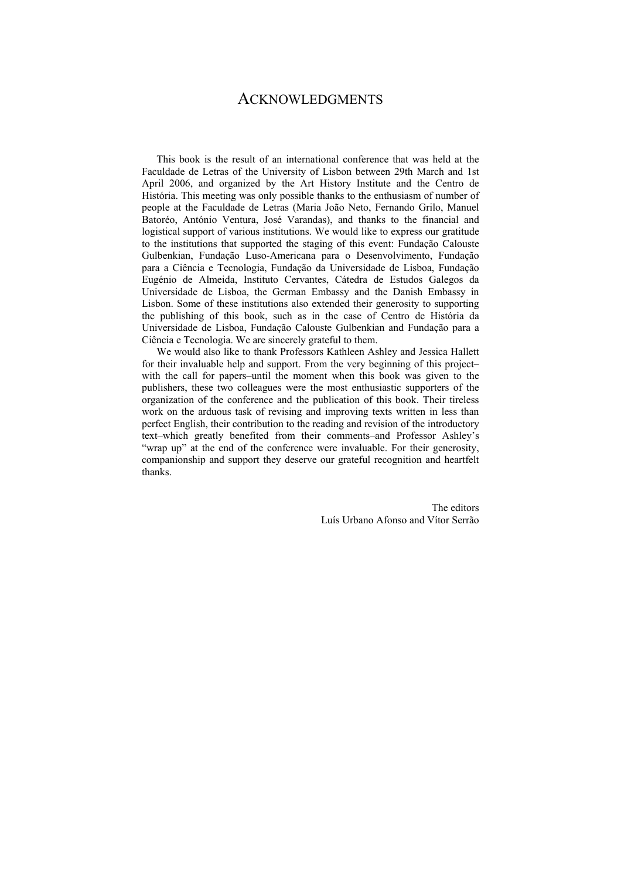# ACKNOWLEDGMENTS

This book is the result of an international conference that was held at the Faculdade de Letras of the University of Lisbon between 29th March and 1st April 2006, and organized by the Art History Institute and the Centro de História. This meeting was only possible thanks to the enthusiasm of number of people at the Faculdade de Letras (Maria João Neto, Fernando Grilo, Manuel Batoréo, António Ventura, José Varandas), and thanks to the financial and logistical support of various institutions. We would like to express our gratitude to the institutions that supported the staging of this event: Fundação Calouste Gulbenkian, Fundação Luso-Americana para o Desenvolvimento, Fundação para a Ciência e Tecnologia, Fundação da Universidade de Lisboa, Fundação Eugénio de Almeida, Instituto Cervantes, Cátedra de Estudos Galegos da Universidade de Lisboa, the German Embassy and the Danish Embassy in Lisbon. Some of these institutions also extended their generosity to supporting the publishing of this book, such as in the case of Centro de História da Universidade de Lisboa, Fundação Calouste Gulbenkian and Fundação para a Ciência e Tecnologia. We are sincerely grateful to them.

We would also like to thank Professors Kathleen Ashley and Jessica Hallett for their invaluable help and support. From the very beginning of this project–with the call for papers–until the moment when this book was given to the publishers, these two colleagues were the most enthusiastic supporters of the organization of the conference and the publication of this book. Their tireless work on the arduous task of revising and improving texts written in less than perfect English, their contribution to the reading and revision of the introductory text–which greatly benefited from their comments–and Professor Ashley's "wrap up" at the end of the conference were invaluable. For their generosity, companionship and support they deserve our grateful recognition and heartfelt thanks.

The editors
Luís Urbano Afonso and Vítor Serrão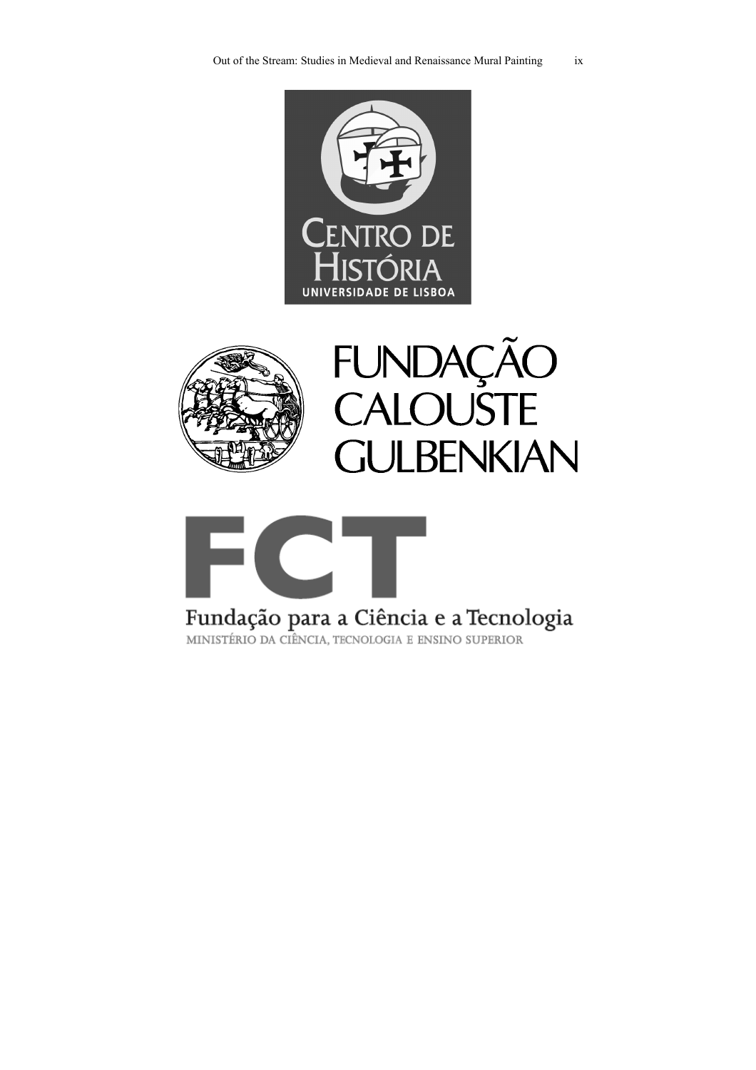CENTRO DE HISTÓRIA

UNIVERSIDADE DE LISBOA

FUNDAÇÃO CALOUSTE GULBENKIAN

FCT

Fundação para a Ciência e a Tecnologia

MINISTÉRIO DA CIÊNCIA, TECNOLOGIA E ENSINO SUPERIOR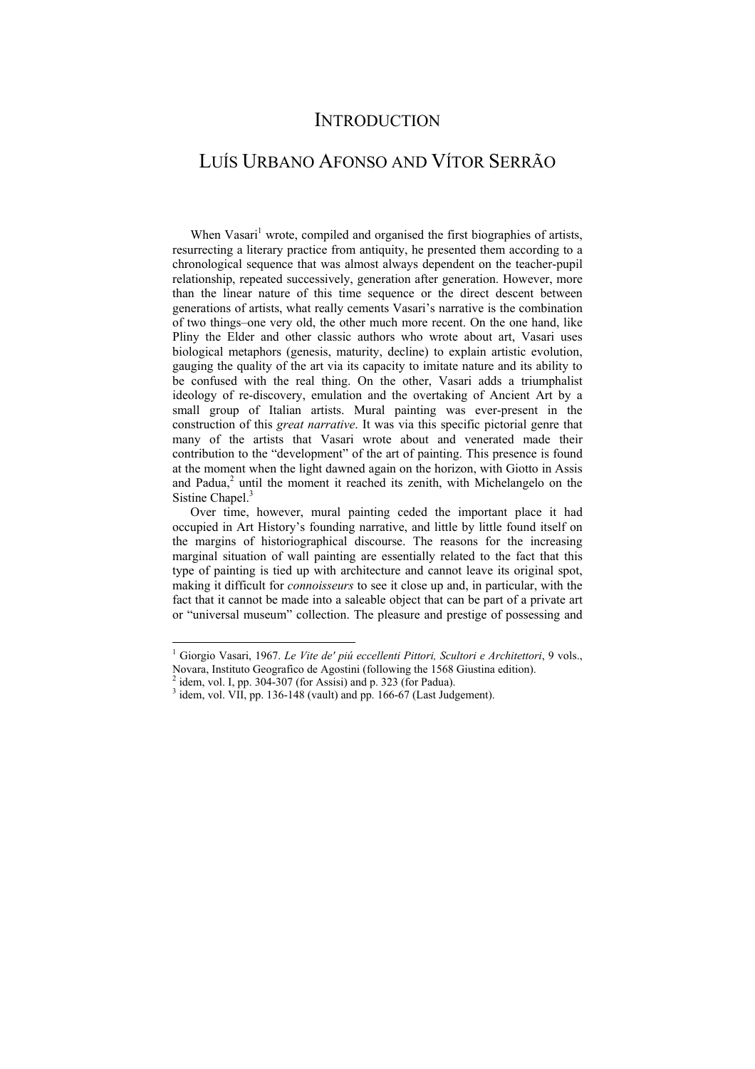# Introduction

## Luís Urbano Afonso and Vítor Serrão

When Vasari[1] wrote, compiled and organised the first biographies of artists, resurrecting a literary practice from antiquity, he presented them according to a chronological sequence that was almost always dependent on the teacher-pupil relationship, repeated successively, generation after generation. However, more than the linear nature of this time sequence or the direct descent between generations of artists, what really cements Vasari's narrative is the combination of two things–one very old, the other much more recent. On the one hand, like Pliny the Elder and other classic authors who wrote about art, Vasari uses biological metaphors (genesis, maturity, decline) to explain artistic evolution, gauging the quality of the art via its capacity to imitate nature and its ability to be confused with the real thing. On the other, Vasari adds a triumphalist ideology of re-discovery, emulation and the overtaking of Ancient Art by a small group of Italian artists. Mural painting was ever-present in the construction of this *great narrative*. It was via this specific pictorial genre that many of the artists that Vasari wrote about and venerated made their contribution to the "development" of the art of painting. This presence is found at the moment when the light dawned again on the horizon, with Giotto in Assis and Padua,[2] until the moment it reached its zenith, with Michelangelo on the Sistine Chapel.[3]

Over time, however, mural painting ceded the important place it had occupied in Art History's founding narrative, and little by little found itself on the margins of historiographical discourse. The reasons for the increasing marginal situation of wall painting are essentially related to the fact that this type of painting is tied up with architecture and cannot leave its original spot, making it difficult for *connoisseurs* to see it close up and, in particular, with the fact that it cannot be made into a saleable object that can be part of a private art or "universal museum" collection. The pleasure and prestige of possessing and

---

[1] Giorgio Vasari, 1967. *Le Vite de' piú eccellenti Pittori, Scultori e Architettori*, 9 vols., Novara, Instituto Geografico de Agostini (following the 1568 Giustina edition).

[2] idem, vol. I, pp. 304-307 (for Assisi) and p. 323 (for Padua).

[3] idem, vol. VII, pp. 136-148 (vault) and pp. 166-67 (Last Judgement).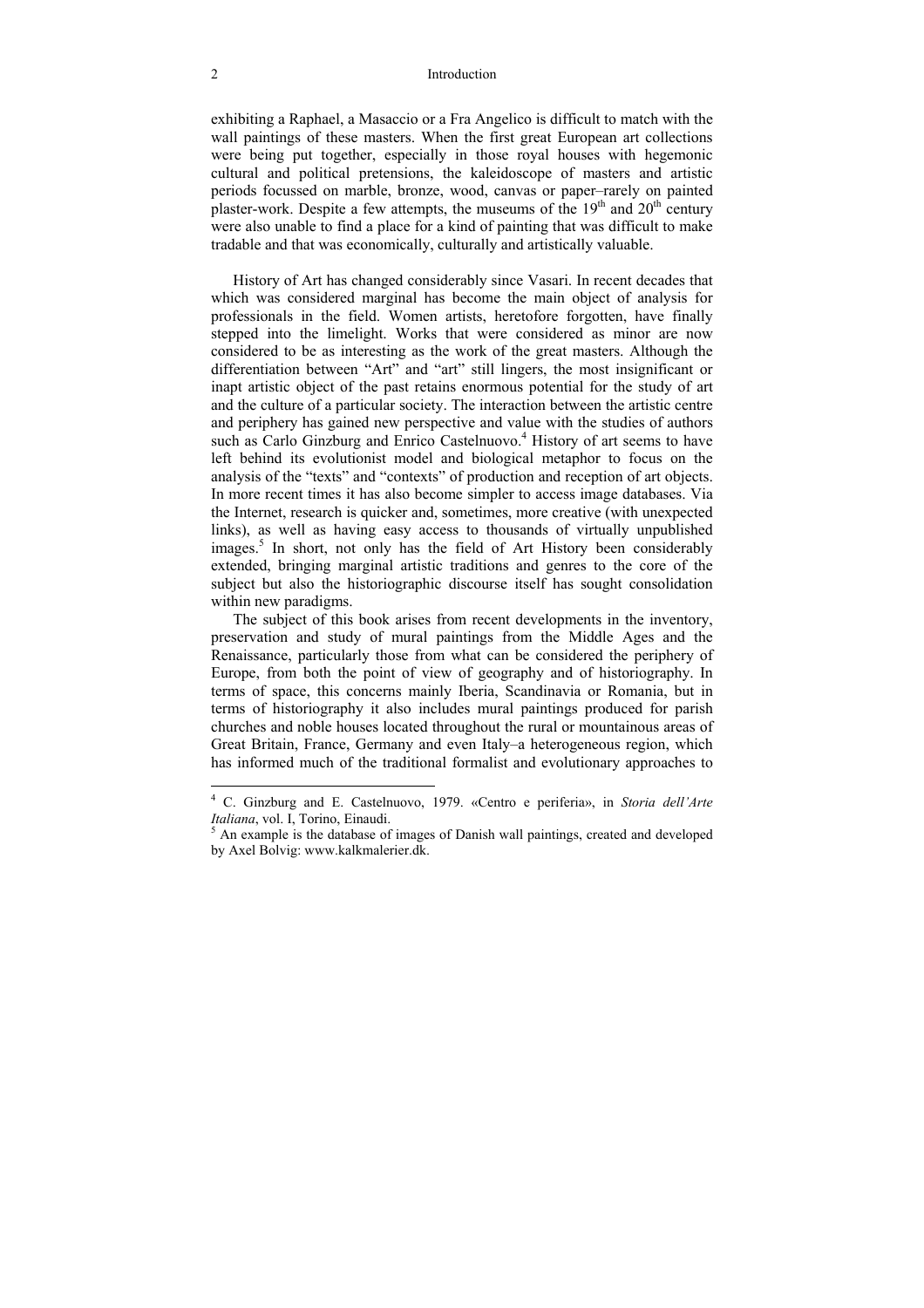exhibiting a Raphael, a Masaccio or a Fra Angelico is difficult to match with the wall paintings of these masters. When the first great European art collections were being put together, especially in those royal houses with hegemonic cultural and political pretensions, the kaleidoscope of masters and artistic periods focussed on marble, bronze, wood, canvas or paper–rarely on painted plaster-work. Despite a few attempts, the museums of the 19th and 20th century were also unable to find a place for a kind of painting that was difficult to make tradable and that was economically, culturally and artistically valuable.

History of Art has changed considerably since Vasari. In recent decades that which was considered marginal has become the main object of analysis for professionals in the field. Women artists, heretofore forgotten, have finally stepped into the limelight. Works that were considered as minor are now considered to be as interesting as the work of the great masters. Although the differentiation between "Art" and "art" still lingers, the most insignificant or inapt artistic object of the past retains enormous potential for the study of art and the culture of a particular society. The interaction between the artistic centre and periphery has gained new perspective and value with the studies of authors such as Carlo Ginzburg and Enrico Castelnuovo.[4] History of art seems to have left behind its evolutionist model and biological metaphor to focus on the analysis of the "texts" and "contexts" of production and reception of art objects. In more recent times it has also become simpler to access image databases. Via the Internet, research is quicker and, sometimes, more creative (with unexpected links), as well as having easy access to thousands of virtually unpublished images.[5] In short, not only has the field of Art History been considerably extended, bringing marginal artistic traditions and genres to the core of the subject but also the historiographic discourse itself has sought consolidation within new paradigms.

The subject of this book arises from recent developments in the inventory, preservation and study of mural paintings from the Middle Ages and the Renaissance, particularly those from what can be considered the periphery of Europe, from both the point of view of geography and of historiography. In terms of space, this concerns mainly Iberia, Scandinavia or Romania, but in terms of historiography it also includes mural paintings produced for parish churches and noble houses located throughout the rural or mountainous areas of Great Britain, France, Germany and even Italy–a heterogeneous region, which has informed much of the traditional formalist and evolutionary approaches to

---

[4] C. Ginzburg and E. Castelnuovo, 1979. «Centro e periferia», in *Storia dell'Arte Italiana*, vol. I, Torino, Einaudi.

[5] An example is the database of images of Danish wall paintings, created and developed by Axel Bolvig: www.kalkmalerier.dk.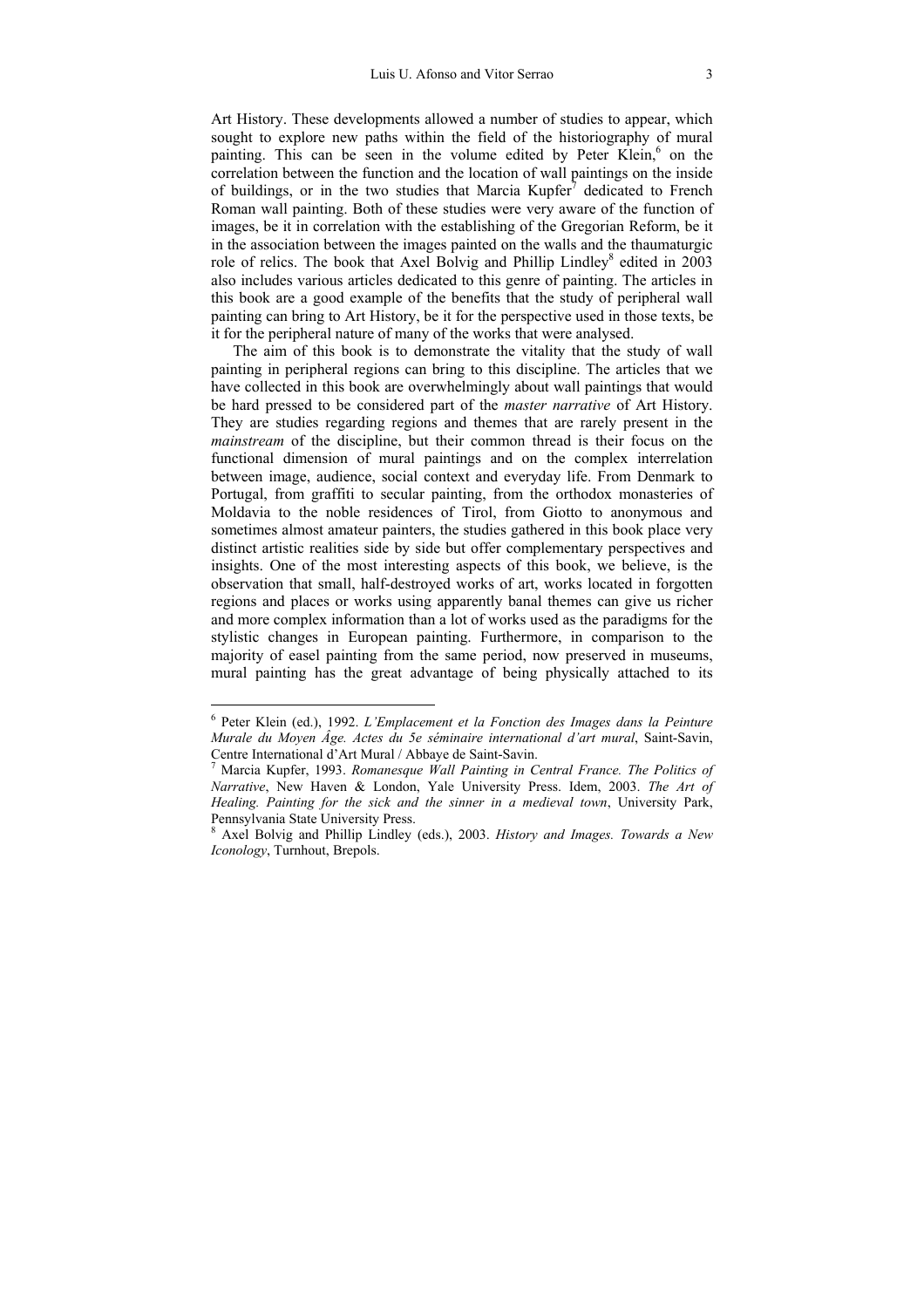Art History. These developments allowed a number of studies to appear, which sought to explore new paths within the field of the historiography of mural painting. This can be seen in the volume edited by Peter Klein,[6] on the correlation between the function and the location of wall paintings on the inside of buildings, or in the two studies that Marcia Kupfer[7] dedicated to French Roman wall painting. Both of these studies were very aware of the function of images, be it in correlation with the establishing of the Gregorian Reform, be it in the association between the images painted on the walls and the thaumaturgic role of relics. The book that Axel Bolvig and Phillip Lindley[8] edited in 2003 also includes various articles dedicated to this genre of painting. The articles in this book are a good example of the benefits that the study of peripheral wall painting can bring to Art History, be it for the perspective used in those texts, be it for the peripheral nature of many of the works that were analysed.

The aim of this book is to demonstrate the vitality that the study of wall painting in peripheral regions can bring to this discipline. The articles that we have collected in this book are overwhelmingly about wall paintings that would be hard pressed to be considered part of the *master narrative* of Art History. They are studies regarding regions and themes that are rarely present in the *mainstream* of the discipline, but their common thread is their focus on the functional dimension of mural paintings and on the complex interrelation between image, audience, social context and everyday life. From Denmark to Portugal, from graffiti to secular painting, from the orthodox monasteries of Moldavia to the noble residences of Tirol, from Giotto to anonymous and sometimes almost amateur painters, the studies gathered in this book place very distinct artistic realities side by side but offer complementary perspectives and insights. One of the most interesting aspects of this book, we believe, is the observation that small, half-destroyed works of art, works located in forgotten regions and places or works using apparently banal themes can give us richer and more complex information than a lot of works used as the paradigms for the stylistic changes in European painting. Furthermore, in comparison to the majority of easel painting from the same period, now preserved in museums, mural painting has the great advantage of being physically attached to its

---

[6] Peter Klein (ed.), 1992. *L'Emplacement et la Fonction des Images dans la Peinture Murale du Moyen Âge. Actes du 5e séminaire international d'art mural*, Saint-Savin, Centre International d'Art Mural / Abbaye de Saint-Savin.

[7] Marcia Kupfer, 1993. *Romanesque Wall Painting in Central France. The Politics of Narrative*, New Haven & London, Yale University Press. Idem, 2003. *The Art of Healing. Painting for the sick and the sinner in a medieval town*, University Park, Pennsylvania State University Press.

[8] Axel Bolvig and Phillip Lindley (eds.), 2003. *History and Images. Towards a New Iconology*, Turnhout, Brepols.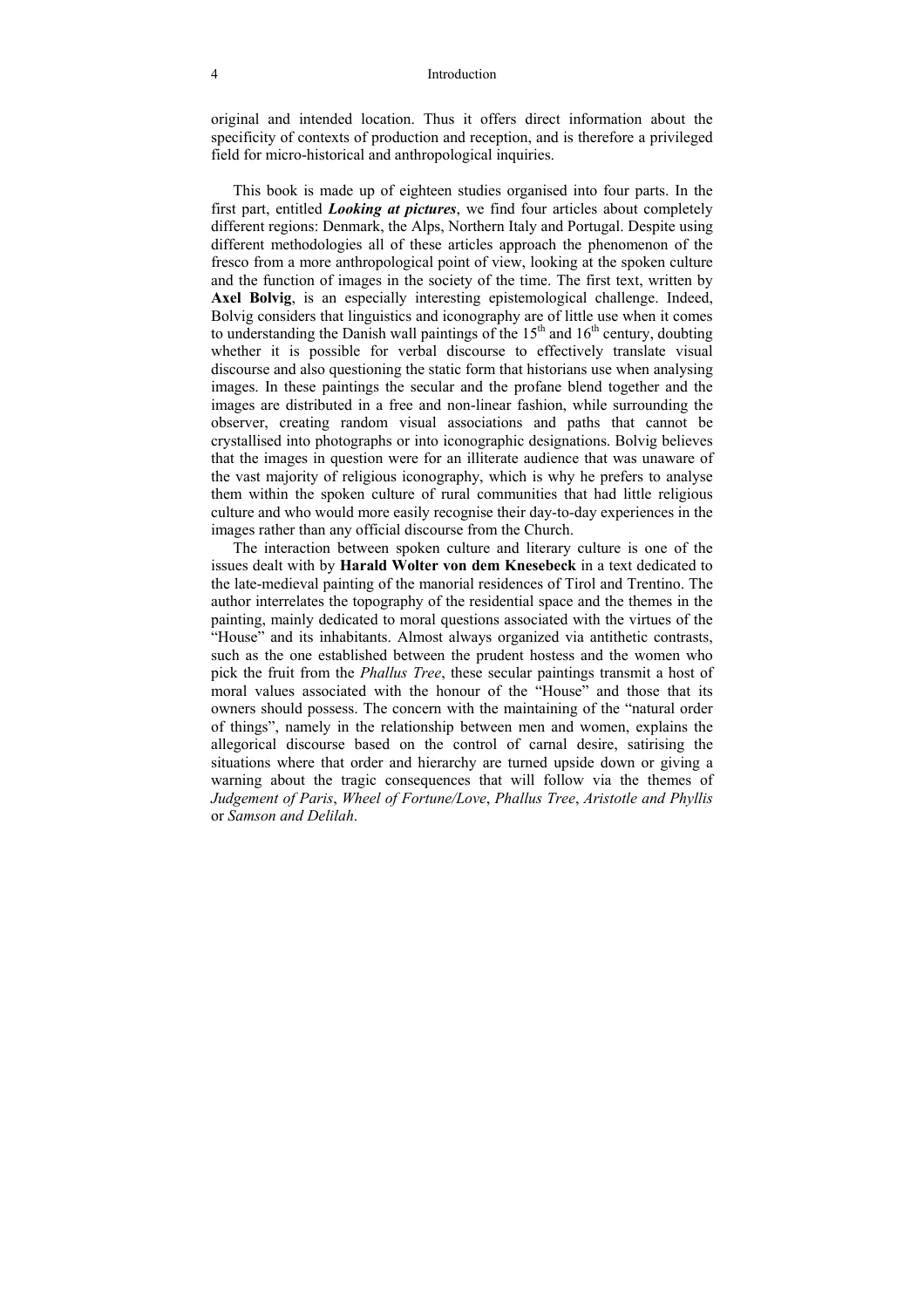original and intended location. Thus it offers direct information about the specificity of contexts of production and reception, and is therefore a privileged field for micro-historical and anthropological inquiries.

This book is made up of eighteen studies organised into four parts. In the first part, entitled ***Looking at pictures***, we find four articles about completely different regions: Denmark, the Alps, Northern Italy and Portugal. Despite using different methodologies all of these articles approach the phenomenon of the fresco from a more anthropological point of view, looking at the spoken culture and the function of images in the society of the time. The first text, written by **Axel Bolvig**, is an especially interesting epistemological challenge. Indeed, Bolvig considers that linguistics and iconography are of little use when it comes to understanding the Danish wall paintings of the 15th and 16th century, doubting whether it is possible for verbal discourse to effectively translate visual discourse and also questioning the static form that historians use when analysing images. In these paintings the secular and the profane blend together and the images are distributed in a free and non-linear fashion, while surrounding the observer, creating random visual associations and paths that cannot be crystallised into photographs or into iconographic designations. Bolvig believes that the images in question were for an illiterate audience that was unaware of the vast majority of religious iconography, which is why he prefers to analyse them within the spoken culture of rural communities that had little religious culture and who would more easily recognise their day-to-day experiences in the images rather than any official discourse from the Church.

The interaction between spoken culture and literary culture is one of the issues dealt with by **Harald Wolter von dem Knesebeck** in a text dedicated to the late-medieval painting of the manorial residences of Tirol and Trentino. The author interrelates the topography of the residential space and the themes in the painting, mainly dedicated to moral questions associated with the virtues of the "House" and its inhabitants. Almost always organized via antithetic contrasts, such as the one established between the prudent hostess and the women who pick the fruit from the *Phallus Tree*, these secular paintings transmit a host of moral values associated with the honour of the "House" and those that its owners should possess. The concern with the maintaining of the "natural order of things", namely in the relationship between men and women, explains the allegorical discourse based on the control of carnal desire, satirising the situations where that order and hierarchy are turned upside down or giving a warning about the tragic consequences that will follow via the themes of *Judgement of Paris*, *Wheel of Fortune/Love*, *Phallus Tree*, *Aristotle and Phyllis* or *Samson and Delilah*.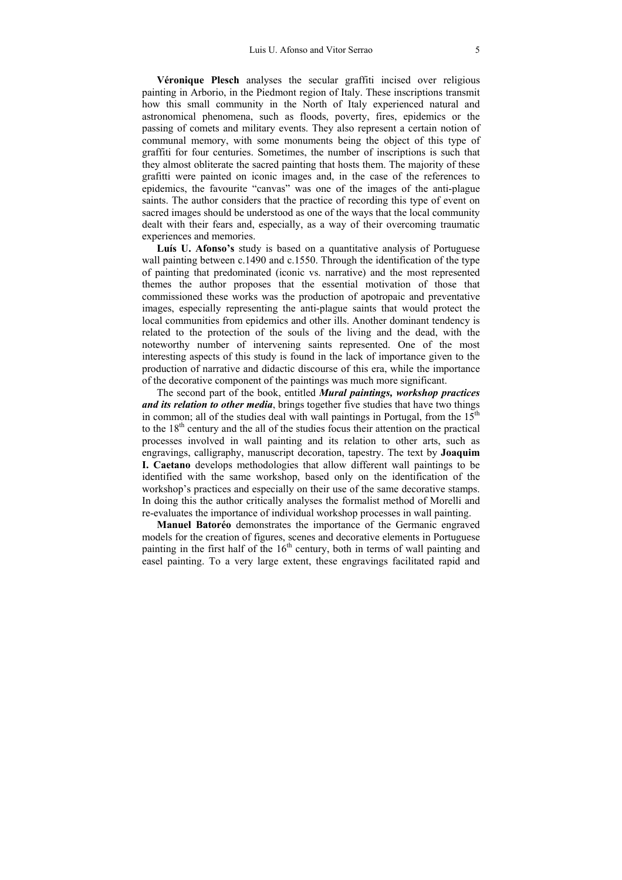**Véronique Plesch** analyses the secular graffiti incised over religious painting in Arborio, in the Piedmont region of Italy. These inscriptions transmit how this small community in the North of Italy experienced natural and astronomical phenomena, such as floods, poverty, fires, epidemics or the passing of comets and military events. They also represent a certain notion of communal memory, with some monuments being the object of this type of graffiti for four centuries. Sometimes, the number of inscriptions is such that they almost obliterate the sacred painting that hosts them. The majority of these grafitti were painted on iconic images and, in the case of the references to epidemics, the favourite "canvas" was one of the images of the anti-plague saints. The author considers that the practice of recording this type of event on sacred images should be understood as one of the ways that the local community dealt with their fears and, especially, as a way of their overcoming traumatic experiences and memories.

**Luís U. Afonso's** study is based on a quantitative analysis of Portuguese wall painting between c.1490 and c.1550. Through the identification of the type of painting that predominated (iconic vs. narrative) and the most represented themes the author proposes that the essential motivation of those that commissioned these works was the production of apotropaic and preventative images, especially representing the anti-plague saints that would protect the local communities from epidemics and other ills. Another dominant tendency is related to the protection of the souls of the living and the dead, with the noteworthy number of intervening saints represented. One of the most interesting aspects of this study is found in the lack of importance given to the production of narrative and didactic discourse of this era, while the importance of the decorative component of the paintings was much more significant.

The second part of the book, entitled ***Mural paintings, workshop practices and its relation to other media***, brings together five studies that have two things in common; all of the studies deal with wall paintings in Portugal, from the 15th to the 18th century and the all of the studies focus their attention on the practical processes involved in wall painting and its relation to other arts, such as engravings, calligraphy, manuscript decoration, tapestry. The text by **Joaquim I. Caetano** develops methodologies that allow different wall paintings to be identified with the same workshop, based only on the identification of the workshop's practices and especially on their use of the same decorative stamps. In doing this the author critically analyses the formalist method of Morelli and re-evaluates the importance of individual workshop processes in wall painting.

**Manuel Batoréo** demonstrates the importance of the Germanic engraved models for the creation of figures, scenes and decorative elements in Portuguese painting in the first half of the 16th century, both in terms of wall painting and easel painting. To a very large extent, these engravings facilitated rapid and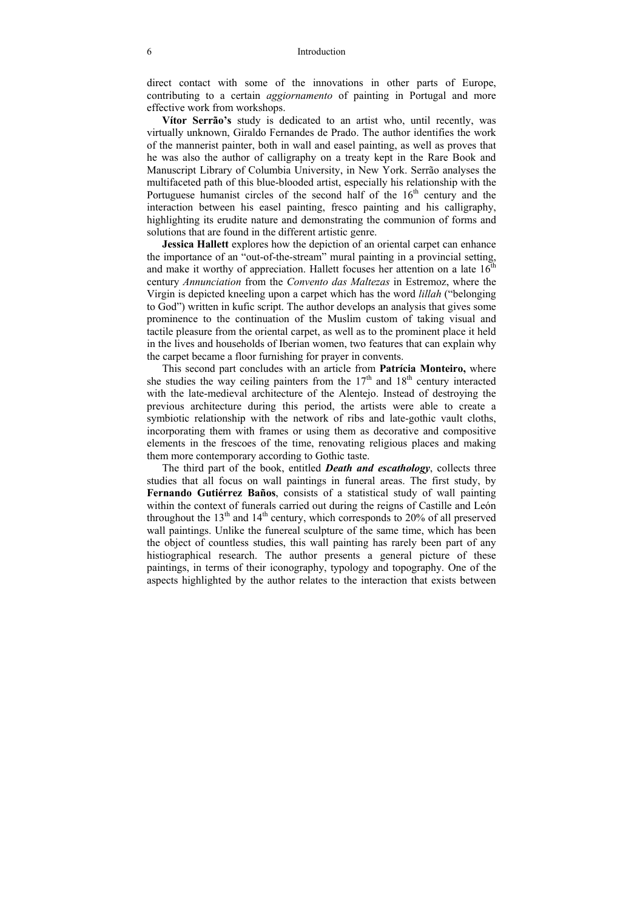direct contact with some of the innovations in other parts of Europe, contributing to a certain *aggiornamento* of painting in Portugal and more effective work from workshops.

**Vítor Serrão's** study is dedicated to an artist who, until recently, was virtually unknown, Giraldo Fernandes de Prado. The author identifies the work of the mannerist painter, both in wall and easel painting, as well as proves that he was also the author of calligraphy on a treaty kept in the Rare Book and Manuscript Library of Columbia University, in New York. Serrão analyses the multifaceted path of this blue-blooded artist, especially his relationship with the Portuguese humanist circles of the second half of the 16th century and the interaction between his easel painting, fresco painting and his calligraphy, highlighting its erudite nature and demonstrating the communion of forms and solutions that are found in the different artistic genre.

**Jessica Hallett** explores how the depiction of an oriental carpet can enhance the importance of an "out-of-the-stream" mural painting in a provincial setting, and make it worthy of appreciation. Hallett focuses her attention on a late 16th century *Annunciation* from the *Convento das Maltezas* in Estremoz, where the Virgin is depicted kneeling upon a carpet which has the word *lillah* ("belonging to God") written in kufic script. The author develops an analysis that gives some prominence to the continuation of the Muslim custom of taking visual and tactile pleasure from the oriental carpet, as well as to the prominent place it held in the lives and households of Iberian women, two features that can explain why the carpet became a floor furnishing for prayer in convents.

This second part concludes with an article from **Patrícia Monteiro,** where she studies the way ceiling painters from the 17th and 18th century interacted with the late-medieval architecture of the Alentejo. Instead of destroying the previous architecture during this period, the artists were able to create a symbiotic relationship with the network of ribs and late-gothic vault cloths, incorporating them with frames or using them as decorative and compositive elements in the frescoes of the time, renovating religious places and making them more contemporary according to Gothic taste.

The third part of the book, entitled ***Death and escathology***, collects three studies that all focus on wall paintings in funeral areas. The first study, by **Fernando Gutiérrez Baños**, consists of a statistical study of wall painting within the context of funerals carried out during the reigns of Castille and León throughout the 13th and 14th century, which corresponds to 20% of all preserved wall paintings. Unlike the funereal sculpture of the same time, which has been the object of countless studies, this wall painting has rarely been part of any histiographical research. The author presents a general picture of these paintings, in terms of their iconography, typology and topography. One of the aspects highlighted by the author relates to the interaction that exists between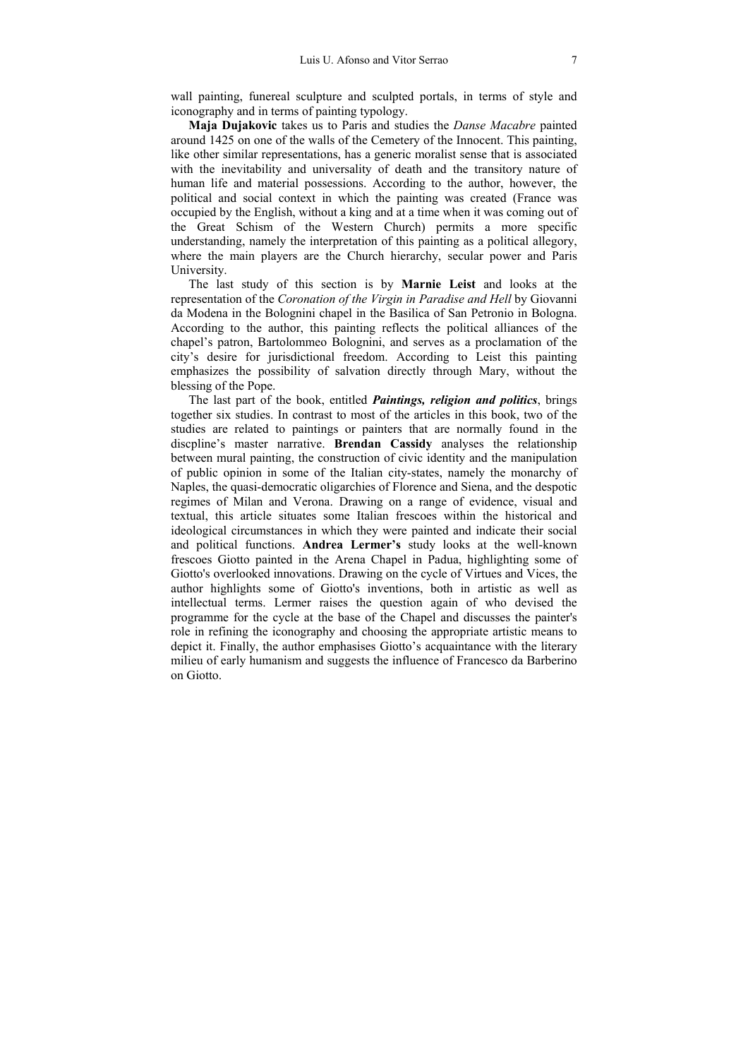wall painting, funereal sculpture and sculpted portals, in terms of style and iconography and in terms of painting typology.

**Maja Dujakovic** takes us to Paris and studies the *Danse Macabre* painted around 1425 on one of the walls of the Cemetery of the Innocent. This painting, like other similar representations, has a generic moralist sense that is associated with the inevitability and universality of death and the transitory nature of human life and material possessions. According to the author, however, the political and social context in which the painting was created (France was occupied by the English, without a king and at a time when it was coming out of the Great Schism of the Western Church) permits a more specific understanding, namely the interpretation of this painting as a political allegory, where the main players are the Church hierarchy, secular power and Paris University.

The last study of this section is by **Marnie Leist** and looks at the representation of the *Coronation of the Virgin in Paradise and Hell* by Giovanni da Modena in the Bolognini chapel in the Basilica of San Petronio in Bologna. According to the author, this painting reflects the political alliances of the chapel's patron, Bartolommeo Bolognini, and serves as a proclamation of the city's desire for jurisdictional freedom. According to Leist this painting emphasizes the possibility of salvation directly through Mary, without the blessing of the Pope.

The last part of the book, entitled ***Paintings, religion and politics***, brings together six studies. In contrast to most of the articles in this book, two of the studies are related to paintings or painters that are normally found in the discpline's master narrative. **Brendan Cassidy** analyses the relationship between mural painting, the construction of civic identity and the manipulation of public opinion in some of the Italian city-states, namely the monarchy of Naples, the quasi-democratic oligarchies of Florence and Siena, and the despotic regimes of Milan and Verona. Drawing on a range of evidence, visual and textual, this article situates some Italian frescoes within the historical and ideological circumstances in which they were painted and indicate their social and political functions. **Andrea Lermer's** study looks at the well-known frescoes Giotto painted in the Arena Chapel in Padua, highlighting some of Giotto's overlooked innovations. Drawing on the cycle of Virtues and Vices, the author highlights some of Giotto's inventions, both in artistic as well as intellectual terms. Lermer raises the question again of who devised the programme for the cycle at the base of the Chapel and discusses the painter's role in refining the iconography and choosing the appropriate artistic means to depict it. Finally, the author emphasises Giotto's acquaintance with the literary milieu of early humanism and suggests the influence of Francesco da Barberino on Giotto.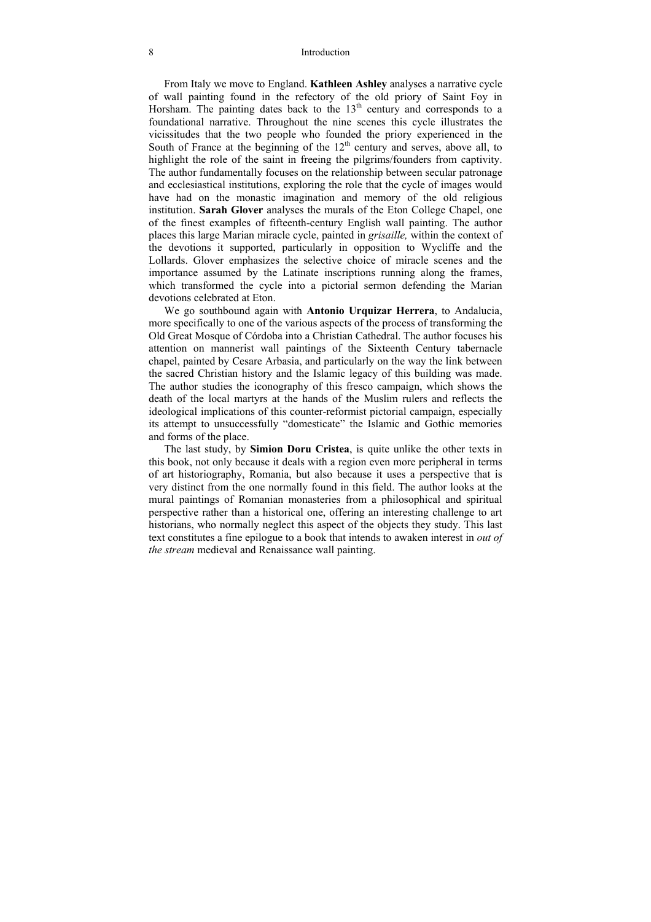From Italy we move to England. **Kathleen Ashley** analyses a narrative cycle of wall painting found in the refectory of the old priory of Saint Foy in Horsham. The painting dates back to the 13th century and corresponds to a foundational narrative. Throughout the nine scenes this cycle illustrates the vicissitudes that the two people who founded the priory experienced in the South of France at the beginning of the 12th century and serves, above all, to highlight the role of the saint in freeing the pilgrims/founders from captivity. The author fundamentally focuses on the relationship between secular patronage and ecclesiastical institutions, exploring the role that the cycle of images would have had on the monastic imagination and memory of the old religious institution. **Sarah Glover** analyses the murals of the Eton College Chapel, one of the finest examples of fifteenth-century English wall painting. The author places this large Marian miracle cycle, painted in *grisaille,* within the context of the devotions it supported, particularly in opposition to Wycliffe and the Lollards. Glover emphasizes the selective choice of miracle scenes and the importance assumed by the Latinate inscriptions running along the frames, which transformed the cycle into a pictorial sermon defending the Marian devotions celebrated at Eton.

We go southbound again with **Antonio Urquizar Herrera**, to Andalucia, more specifically to one of the various aspects of the process of transforming the Old Great Mosque of Córdoba into a Christian Cathedral. The author focuses his attention on mannerist wall paintings of the Sixteenth Century tabernacle chapel, painted by Cesare Arbasia, and particularly on the way the link between the sacred Christian history and the Islamic legacy of this building was made. The author studies the iconography of this fresco campaign, which shows the death of the local martyrs at the hands of the Muslim rulers and reflects the ideological implications of this counter-reformist pictorial campaign, especially its attempt to unsuccessfully "domesticate" the Islamic and Gothic memories and forms of the place.

The last study, by **Simion Doru Cristea**, is quite unlike the other texts in this book, not only because it deals with a region even more peripheral in terms of art historiography, Romania, but also because it uses a perspective that is very distinct from the one normally found in this field. The author looks at the mural paintings of Romanian monasteries from a philosophical and spiritual perspective rather than a historical one, offering an interesting challenge to art historians, who normally neglect this aspect of the objects they study. This last text constitutes a fine epilogue to a book that intends to awaken interest in *out of the stream* medieval and Renaissance wall painting.